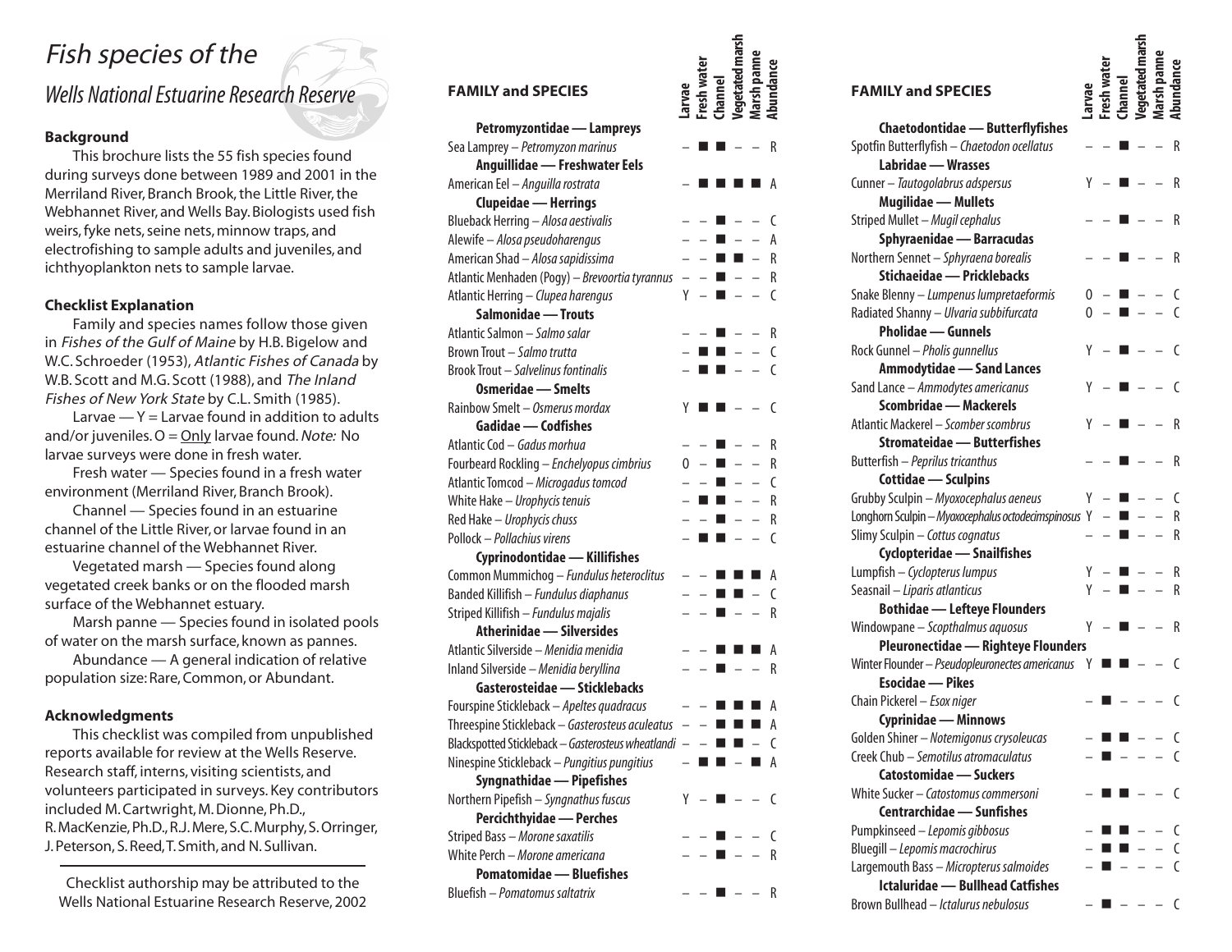# *Fish species of the*

## *Wells National Estuarine Research Reserve*

### Background

This brochure lists the 55 fish species found during surveys done between 1989 and 2001 in the Merriland River, Branch Brook, the Little River, the Webhannet River, and Wells Bay. Biologists used fish weirs, fyke nets, seine nets, minnow traps, and electrofishing to sample adults and juveniles, and ichthyoplankton nets to sample larvae.

### Checklist Explanation

Family and species names follow those given in *Fishes of the Gulf of Maine* by H.B. Bigelow and W.C. Schroeder (1953), *Atlantic Fishes of Canada* by W.B. Scott and M.G. Scott (1988), and *The Inland Fishes of New York State* by C.L. Smith (1985).

Larvae — Y = Larvae found in addition to adults and/or juveniles. O = Only larvae found. *Note:* No larvae surveys were done in fresh water.

Fresh water — Species found in a fresh water environment (Merriland River, Branch Brook).

Channel — Species found in an estuarine channel of the Little River, or larvae found in an estuarine channel of the Webhannet River.

Vegetated marsh — Species found along vegetated creek banks or on the flooded marsh surface of the Webhannet estuary.

Marsh panne — Species found in isolated pools of water on the marsh surface, known as pannes.

Abundance — A general indication of relative population size: Rare, Common, or Abundant.

### Acknowledgments

This checklist was compiled from unpublished reports available for review at the Wells Reserve. Research staff, interns, visiting scientists, and volunteers participated in surveys. Key contributors included M. Cartwright, M. Dionne, Ph.D., R. MacKenzie, Ph.D., R.J. Mere, S.C. Murphy, S. Orringer, J. Peterson, S. Reed, T. Smith, and N. Sullivan.

---

Checklist authorship may be attributed to the Wells National Estuarine Research Reserve, 2002

| FAMILY and SPECIES | Larvae | Fresh water | Channel | Vegetated marsh | Marsh panne | Abundance |
|---|---|---|---|---|---|---|
| **Petromyzontidae — Lampreys** | | | | | | |
| Sea Lamprey – *Petromyzon marinus* | – | ■ | ■ | – | – | R |
| **Anguillidae — Freshwater Eels** | | | | | | |
| American Eel – *Anguilla rostrata* | – | ■ | ■ | ■ | ■ | A |
| **Clupeidae — Herrings** | | | | | | |
| Blueback Herring – *Alosa aestivalis* | – | – | ■ | – | – | C |
| Alewife – *Alosa pseudoharengus* | – | – | ■ | – | – | A |
| American Shad – *Alosa sapidissima* | – | – | ■ | ■ | – | R |
| Atlantic Menhaden (Pogy) – *Brevoortia tyrannus* | – | – | ■ | – | – | R |
| Atlantic Herring – *Clupea harengus* | Y | – | ■ | – | – | C |
| **Salmonidae — Trouts** | | | | | | |
| Atlantic Salmon – *Salmo salar* | – | – | ■ | – | – | R |
| Brown Trout – *Salmo trutta* | – | ■ | ■ | – | – | C |
| Brook Trout – *Salvelinus fontinalis* | – | ■ | ■ | – | – | C |
| **Osmeridae — Smelts** | | | | | | |
| Rainbow Smelt – *Osmerus mordax* | Y | ■ | ■ | – | – | C |
| **Gadidae — Codfishes** | | | | | | |
| Atlantic Cod – *Gadus morhua* | – | – | ■ | – | – | R |
| Fourbeard Rockling – *Enchelyopus cimbrius* | O | – | ■ | – | – | R |
| Atlantic Tomcod – *Microgadus tomcod* | – | – | ■ | – | – | C |
| White Hake – *Urophycis tenuis* | – | ■ | ■ | – | – | R |
| Red Hake – *Urophycis chuss* | – | – | ■ | – | – | R |
| Pollock – *Pollachius virens* | – | ■ | ■ | – | – | C |
| **Cyprinodontidae — Killifishes** | | | | | | |
| Common Mummichog – *Fundulus heteroclitus* | – | – | ■ | ■ | ■ | A |
| Banded Killifish – *Fundulus diaphanus* | – | – | ■ | ■ | – | C |
| Striped Killifish – *Fundulus majalis* | – | – | ■ | – | – | R |
| **Atherinidae — Silversides** | | | | | | |
| Atlantic Silverside – *Menidia menidia* | – | – | ■ | ■ | ■ | A |
| Inland Silverside – *Menidia beryllina* | – | – | ■ | – | – | R |
| **Gasterosteidae — Sticklebacks** | | | | | | |
| Fourspine Stickleback – *Apeltes quadracus* | – | – | ■ | ■ | ■ | A |
| Threespine Stickleback – *Gasterosteus aculeatus* | – | – | ■ | ■ | ■ | A |
| Blackspotted Stickleback – *Gasterosteus wheatlandi* | – | – | ■ | ■ | – | C |
| Ninespine Stickleback – *Pungitius pungitius* | – | ■ | ■ | – | ■ | A |
| **Syngnathidae — Pipefishes** | | | | | | |
| Northern Pipefish – *Syngnathus fuscus* | Y | – | ■ | – | – | C |
| **Percichthyidae — Perches** | | | | | | |
| Striped Bass – *Morone saxatilis* | – | – | ■ | – | – | C |
| White Perch – *Morone americana* | – | – | ■ | – | – | R |
| **Pomatomidae — Bluefishes** | | | | | | |
| Bluefish – *Pomatomus saltatrix* | – | – | ■ | – | – | R |
| **Chaetodontidae — Butterflyfishes** | | | | | | |
| Spotfin Butterflyfish – *Chaetodon ocellatus* | – | – | ■ | – | – | R |
| **Labridae — Wrasses** | | | | | | |
| Cunner – *Tautogolabrus adspersus* | Y | – | ■ | – | – | R |
| **Mugilidae — Mullets** | | | | | | |
| Striped Mullet – *Mugil cephalus* | – | – | ■ | – | – | R |
| **Sphyraenidae — Barracudas** | | | | | | |
| Northern Sennet – *Sphyraena borealis* | – | – | ■ | – | – | R |
| **Stichaeidae — Pricklebacks** | | | | | | |
| Snake Blenny – *Lumpenus lumpretaeformis* | O | – | ■ | – | – | C |
| Radiated Shanny – *Ulvaria subbifurcata* | O | – | ■ | – | – | C |
| **Pholidae — Gunnels** | | | | | | |
| Rock Gunnel – *Pholis gunnellus* | Y | – | ■ | – | – | C |
| **Ammodytidae — Sand Lances** | | | | | | |
| Sand Lance – *Ammodytes americanus* | Y | – | ■ | – | – | C |
| **Scombridae — Mackerels** | | | | | | |
| Atlantic Mackerel – *Scomber scombrus* | Y | – | ■ | – | – | R |
| **Stromateidae — Butterfishes** | | | | | | |
| Butterfish – *Peprilus tricanthus* | – | – | ■ | – | – | R |
| **Cottidae — Sculpins** | | | | | | |
| Grubby Sculpin – *Myoxocephalus aeneus* | Y | – | ■ | – | – | C |
| Longhorn Sculpin – *Myoxocephalus octodecimspinosus* | Y | – | ■ | – | – | R |
| Slimy Sculpin – *Cottus cognatus* | – | – | ■ | – | – | R |
| **Cyclopteridae — Snailfishes** | | | | | | |
| Lumpfish – *Cyclopterus lumpus* | Y | – | ■ | – | – | R |
| Seasnail – *Liparis atlanticus* | Y | – | ■ | – | – | R |
| **Bothidae — Lefteye Flounders** | | | | | | |
| Windowpane – *Scopthalmus aquosus* | Y | – | ■ | – | – | R |
| **Pleuronectidae — Righteye Flounders** | | | | | | |
| Winter Flounder – *Pseudopleuronectes americanus* | Y | ■ | ■ | – | – | C |
| **Esocidae — Pikes** | | | | | | |
| Chain Pickerel – *Esox niger* | – | ■ | – | – | – | C |
| **Cyprinidae — Minnows** | | | | | | |
| Golden Shiner – *Notemigonus crysoleucas* | – | ■ | ■ | – | – | C |
| Creek Chub – *Semotilus atromaculatus* | – | ■ | – | – | – | C |
| **Catostomidae — Suckers** | | | | | | |
| White Sucker – *Catostomus commersoni* | – | ■ | ■ | – | – | C |
| **Centrarchidae — Sunfishes** | | | | | | |
| Pumpkinseed – *Lepomis gibbosus* | – | ■ | ■ | – | – | C |
| Bluegill – *Lepomis macrochirus* | – | ■ | ■ | – | – | C |
| Largemouth Bass – *Micropterus salmoides* | – | ■ | – | – | – | C |
| **Ictaluridae — Bullhead Catfishes** | | | | | | |
| Brown Bullhead – *Ictalurus nebulosus* | – | ■ | – | – | – | C |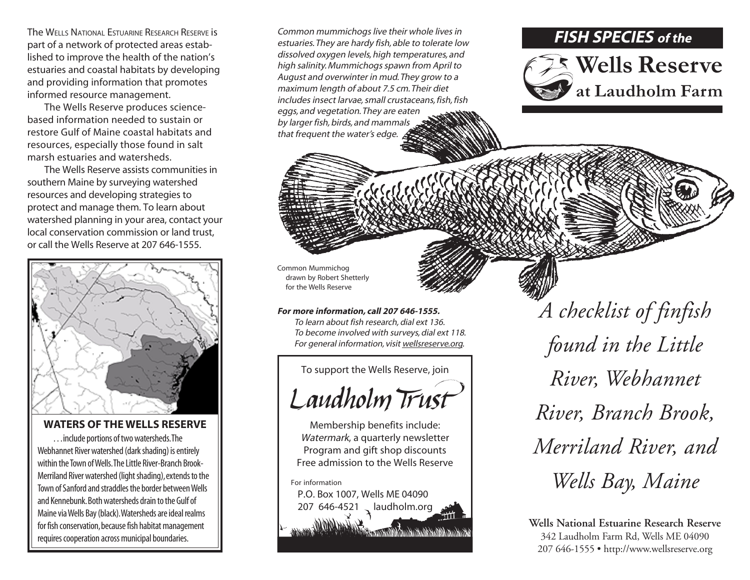The Wells National Estuarine Research Reserve is part of a network of protected areas established to improve the health of the nation's estuaries and coastal habitats by developing and providing information that promotes informed resource management.

The Wells Reserve produces science-based information needed to sustain or restore Gulf of Maine coastal habitats and resources, especially those found in salt marsh estuaries and watersheds.

The Wells Reserve assists communities in southern Maine by surveying watershed resources and developing strategies to protect and manage them. To learn about watershed planning in your area, contact your local conservation commission or land trust, or call the Wells Reserve at 207 646-1555.

**WATERS OF THE WELLS RESERVE**

. . . include portions of two watersheds. The Webhannet River watershed (dark shading) is entirely within the Town of Wells. The Little River-Branch Brook-Merriland River watershed (light shading), extends to the Town of Sanford and straddles the border between Wells and Kennebunk. Both watersheds drain to the Gulf of Maine via Wells Bay (black). Watersheds are ideal realms for fish conservation, because fish habitat management requires cooperation across municipal boundaries.

*Common mummichogs live their whole lives in estuaries. They are hardy fish, able to tolerate low dissolved oxygen levels, high temperatures, and high salinity. Mummichogs spawn from April to August and overwinter in mud. They grow to a maximum length of about 7.5 cm. Their diet includes insect larvae, small crustaceans, fish, fish eggs, and vegetation. They are eaten by larger fish, birds, and mammals that frequent the water's edge.*

Common Mummichog
drawn by Robert Shetterly
for the Wells Reserve

***For more information, call 207 646-1555.***
*To learn about fish research, dial ext 136.*
*To become involved with surveys, dial ext 118.*
*For general information, visit wellsreserve.org.*

To support the Wells Reserve, join

Laudholm Trust

Membership benefits include:
*Watermark*, a quarterly newsletter
Program and gift shop discounts
Free admission to the Wells Reserve

For information
P.O. Box 1007, Wells ME 04090
207 646-4521 laudholm.org

# *FISH SPECIES of the* Wells Reserve at Laudholm Farm

*A checklist of finfish found in the Little River, Webhannet River, Branch Brook, Merriland River, and Wells Bay, Maine*

**Wells National Estuarine Research Reserve**
342 Laudholm Farm Rd, Wells ME 04090
207 646-1555 • http://www.wellsreserve.org